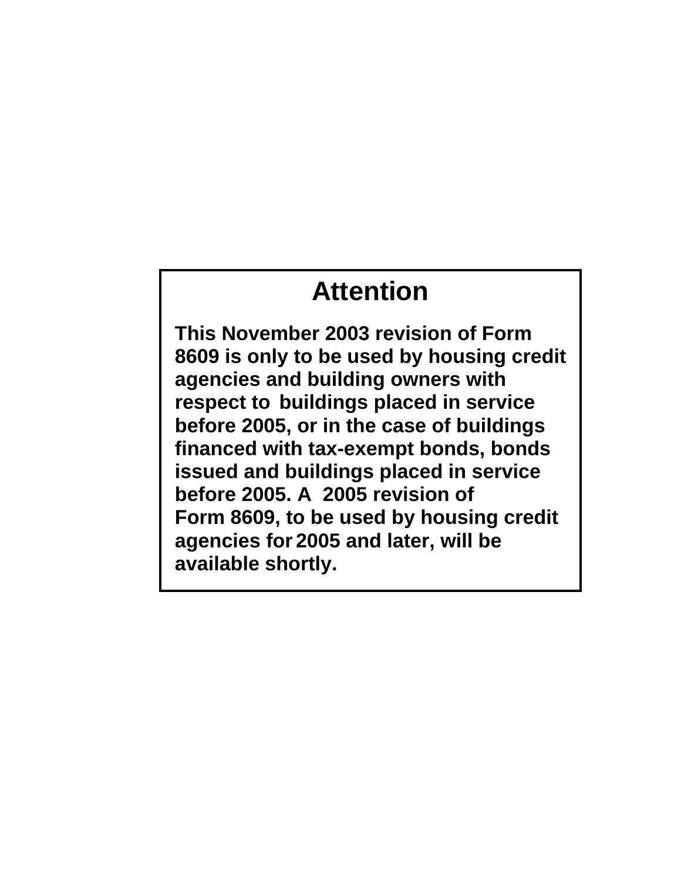# Attention

**This November 2003 revision of Form 8609 is only to be used by housing credit agencies and building owners with respect to buildings placed in service before 2005, or in the case of buildings financed with tax-exempt bonds, bonds issued and buildings placed in service before 2005. A 2005 revision of Form 8609, to be used by housing credit agencies for 2005 and later, will be available shortly.**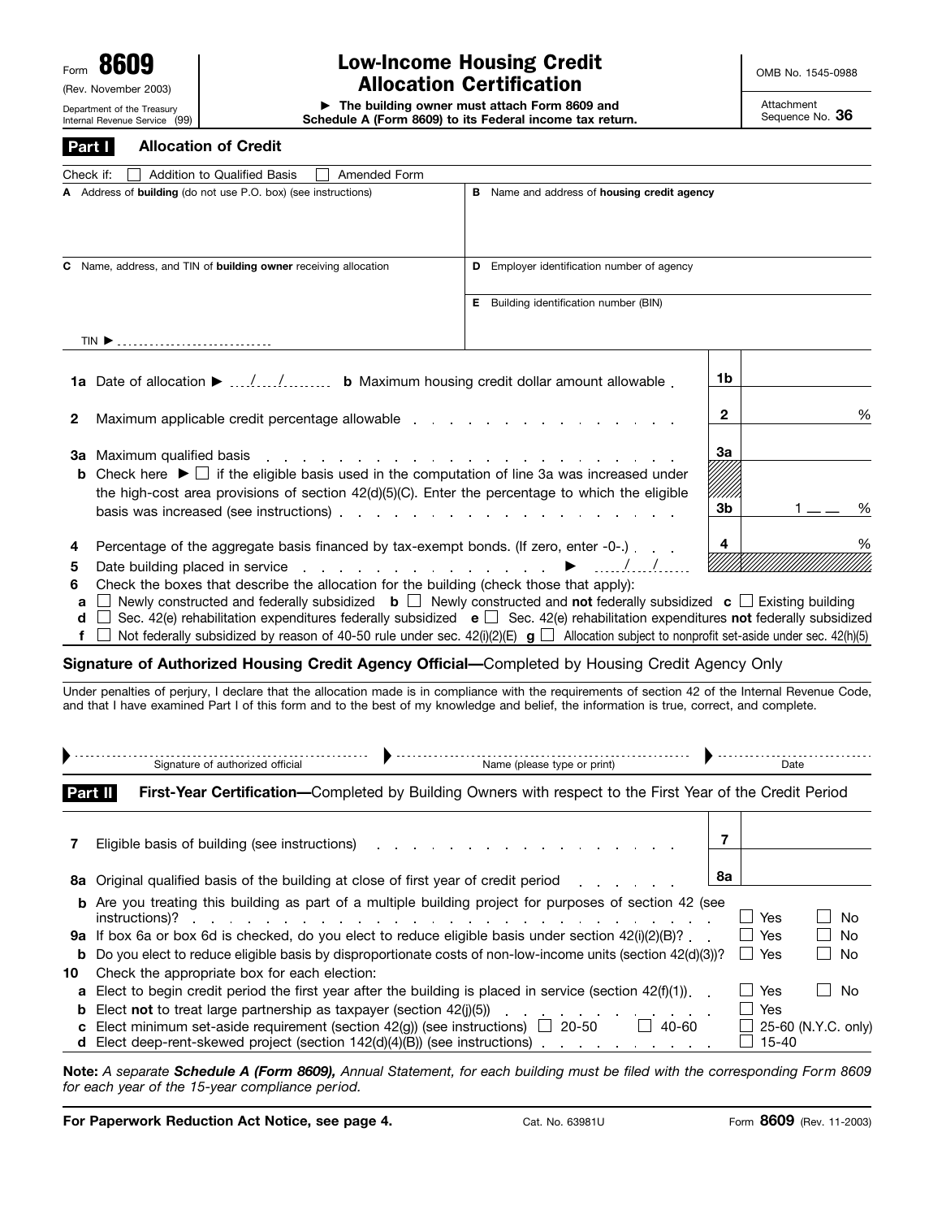Form **8609**
(Rev. November 2003)
Department of the Treasury
Internal Revenue Service (99)

# Low-Income Housing Credit Allocation Certification

▶ **The building owner must attach Form 8609 and Schedule A (Form 8609) to its Federal income tax return.**

OMB No. 1545-0988

Attachment Sequence No. **36**

## Part I — Allocation of Credit

Check if: ☐ Addition to Qualified Basis ☐ Amended Form

| | |
|---|---|
| **A** Address of **building** (do not use P.O. box) (see instructions) | **B** Name and address of **housing credit agency** |
| **C** Name, address, and TIN of **building owner** receiving allocation<br><br>TIN ▶ | **D** Employer identification number of agency<br><br>**E** Building identification number (BIN) |

| | | | |
|---|---|---|---|
| **1a** | Date of allocation ▶ / / **b** Maximum housing credit dollar amount allowable | **1b** | |
| **2** | Maximum applicable credit percentage allowable | **2** | % |
| **3a** | Maximum qualified basis | **3a** | |
| **b** | Check here ▶ ☐ if the eligible basis used in the computation of line 3a was increased under the high-cost area provisions of section 42(d)(5)(C). Enter the percentage to which the eligible basis was increased (see instructions) | **3b** | 1 __ __ % |
| **4** | Percentage of the aggregate basis financed by tax-exempt bonds. (If zero, enter -0-.) | **4** | % |
| **5** | Date building placed in service ▶ / / | | |

**6** Check the boxes that describe the allocation for the building (check those that apply):

**a** ☐ Newly constructed and federally subsidized **b** ☐ Newly constructed and **not** federally subsidized **c** ☐ Existing building
**d** ☐ Sec. 42(e) rehabilitation expenditures federally subsidized **e** ☐ Sec. 42(e) rehabilitation expenditures **not** federally subsidized
**f** ☐ Not federally subsidized by reason of 40-50 rule under sec. 42(i)(2)(E) **g** ☐ Allocation subject to nonprofit set-aside under sec. 42(h)(5)

### Signature of Authorized Housing Credit Agency Official—Completed by Housing Credit Agency Only

Under penalties of perjury, I declare that the allocation made is in compliance with the requirements of section 42 of the Internal Revenue Code, and that I have examined Part I of this form and to the best of my knowledge and belief, the information is true, correct, and complete.

▶ Signature of authorized official ▶ Name (please type or print) ▶ Date

## Part II — First-Year Certification—Completed by Building Owners with respect to the First Year of the Credit Period

| | | | |
|---|---|---|---|
| **7** | Eligible basis of building (see instructions) | **7** | |
| **8a** | Original qualified basis of the building at close of first year of credit period | **8a** | |
| **b** | Are you treating this building as part of a multiple building project for purposes of section 42 (see instructions)? | ☐ Yes | ☐ No |
| **9a** | If box 6a or box 6d is checked, do you elect to reduce eligible basis under section 42(i)(2)(B)? | ☐ Yes | ☐ No |
| **b** | Do you elect to reduce eligible basis by disproportionate costs of non-low-income units (section 42(d)(3))? | ☐ Yes | ☐ No |
| **10** | Check the appropriate box for each election: | | |
| **a** | Elect to begin credit period the first year after the building is placed in service (section 42(f)(1)) | ☐ Yes | ☐ No |
| **b** | Elect **not** to treat large partnership as taxpayer (section 42(j)(5)) | ☐ Yes | |
| **c** | Elect minimum set-aside requirement (section 42(g)) (see instructions) ☐ 20-50 ☐ 40-60 | ☐ 25-60 (N.Y.C. only) | |
| **d** | Elect deep-rent-skewed project (section 142(d)(4)(B)) (see instructions) | ☐ 15-40 | |

**Note:** *A separate* ***Schedule A (Form 8609),*** *Annual Statement, for each building must be filed with the corresponding Form 8609 for each year of the 15-year compliance period.*

**For Paperwork Reduction Act Notice, see page 4.** Cat. No. 63981U Form **8609** (Rev. 11-2003)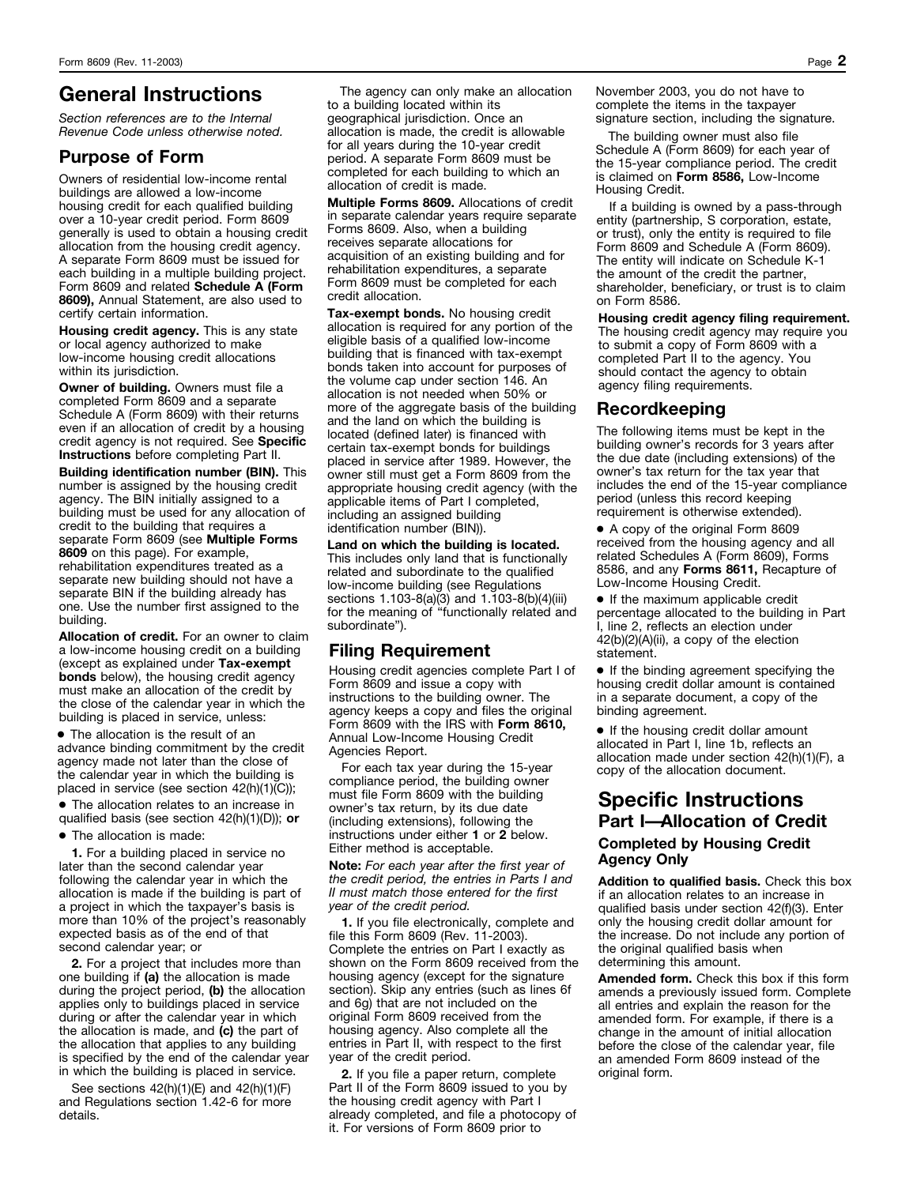# General Instructions

*Section references are to the Internal Revenue Code unless otherwise noted.*

## Purpose of Form

Owners of residential low-income rental buildings are allowed a low-income housing credit for each qualified building over a 10-year credit period. Form 8609 generally is used to obtain a housing credit allocation from the housing credit agency. A separate Form 8609 must be issued for each building in a multiple building project. Form 8609 and related **Schedule A (Form 8609),** Annual Statement, are also used to certify certain information.

**Housing credit agency.** This is any state or local agency authorized to make low-income housing credit allocations within its jurisdiction.

**Owner of building.** Owners must file a completed Form 8609 and a separate Schedule A (Form 8609) with their returns even if an allocation of credit by a housing credit agency is not required. See **Specific Instructions** before completing Part II.

**Building identification number (BIN).** This number is assigned by the housing credit agency. The BIN initially assigned to a building must be used for any allocation of credit to the building that requires a separate Form 8609 (see **Multiple Forms 8609** on this page). For example, rehabilitation expenditures treated as a separate new building should not have a separate BIN if the building already has one. Use the number first assigned to the building.

**Allocation of credit.** For an owner to claim a low-income housing credit on a building (except as explained under **Tax-exempt bonds** below), the housing credit agency must make an allocation of the credit by the close of the calendar year in which the building is placed in service, unless:

- The allocation is the result of an advance binding commitment by the credit agency made not later than the close of the calendar year in which the building is placed in service (see section 42(h)(1)(C));
- The allocation relates to an increase in qualified basis (see section 42(h)(1)(D)); **or**
- The allocation is made:

**1.** For a building placed in service no later than the second calendar year following the calendar year in which the allocation is made if the building is part of a project in which the taxpayer's basis is more than 10% of the project's reasonably expected basis as of the end of that second calendar year; or

**2.** For a project that includes more than one building if **(a)** the allocation is made during the project period, **(b)** the allocation applies only to buildings placed in service during or after the calendar year in which the allocation is made, and **(c)** the part of the allocation that applies to any building is specified by the end of the calendar year in which the building is placed in service.

See sections 42(h)(1)(E) and 42(h)(1)(F) and Regulations section 1.42-6 for more details.

The agency can only make an allocation to a building located within its geographical jurisdiction. Once an allocation is made, the credit is allowable for all years during the 10-year credit period. A separate Form 8609 must be completed for each building to which an allocation of credit is made.

**Multiple Forms 8609.** Allocations of credit in separate calendar years require separate Forms 8609. Also, when a building receives separate allocations for acquisition of an existing building and for rehabilitation expenditures, a separate Form 8609 must be completed for each credit allocation.

**Tax-exempt bonds.** No housing credit allocation is required for any portion of the eligible basis of a qualified low-income building that is financed with tax-exempt bonds taken into account for purposes of the volume cap under section 146. An allocation is not needed when 50% or more of the aggregate basis of the building and the land on which the building is located (defined later) is financed with certain tax-exempt bonds for buildings placed in service after 1989. However, the owner still must get a Form 8609 from the appropriate housing credit agency (with the applicable items of Part I completed, including an assigned building identification number (BIN)).

**Land on which the building is located.** This includes only land that is functionally related and subordinate to the qualified low-income building (see Regulations sections 1.103-8(a)(3) and 1.103-8(b)(4)(iii) for the meaning of "functionally related and subordinate").

## Filing Requirement

Housing credit agencies complete Part I of Form 8609 and issue a copy with instructions to the building owner. The agency keeps a copy and files the original Form 8609 with the IRS with **Form 8610,** Annual Low-Income Housing Credit Agencies Report.

For each tax year during the 15-year compliance period, the building owner must file Form 8609 with the building owner's tax return, by its due date (including extensions), following the instructions under either **1** or **2** below. Either method is acceptable.

**Note:** *For each year after the first year of the credit period, the entries in Parts I and II must match those entered for the first year of the credit period.*

**1.** If you file electronically, complete and file this Form 8609 (Rev. 11-2003). Complete the entries on Part I exactly as shown on the Form 8609 received from the housing agency (except for the signature section). Skip any entries (such as lines 6f and 6g) that are not included on the original Form 8609 received from the housing agency. Also complete all the entries in Part II, with respect to the first year of the credit period.

**2.** If you file a paper return, complete Part II of the Form 8609 issued to you by the housing credit agency with Part I already completed, and file a photocopy of it. For versions of Form 8609 prior to November 2003, you do not have to complete the items in the taxpayer signature section, including the signature.

The building owner must also file Schedule A (Form 8609) for each year of the 15-year compliance period. The credit is claimed on **Form 8586,** Low-Income Housing Credit.

If a building is owned by a pass-through entity (partnership, S corporation, estate, or trust), only the entity is required to file Form 8609 and Schedule A (Form 8609). The entity will indicate on Schedule K-1 the amount of the credit the partner, shareholder, beneficiary, or trust is to claim on Form 8586.

**Housing credit agency filing requirement.** The housing credit agency may require you to submit a copy of Form 8609 with a completed Part II to the agency. You should contact the agency to obtain agency filing requirements.

## Recordkeeping

The following items must be kept in the building owner's records for 3 years after the due date (including extensions) of the owner's tax return for the tax year that includes the end of the 15-year compliance period (unless this record keeping requirement is otherwise extended).

- A copy of the original Form 8609 received from the housing agency and all related Schedules A (Form 8609), Forms 8586, and any **Forms 8611,** Recapture of Low-Income Housing Credit.
- If the maximum applicable credit percentage allocated to the building in Part I, line 2, reflects an election under 42(b)(2)(A)(ii), a copy of the election statement.
- If the binding agreement specifying the housing credit dollar amount is contained in a separate document, a copy of the binding agreement.
- If the housing credit dollar amount allocated in Part I, line 1b, reflects an allocation made under section 42(h)(1)(F), a copy of the allocation document.

# Specific Instructions

## Part I—Allocation of Credit

### Completed by Housing Credit Agency Only

**Addition to qualified basis.** Check this box if an allocation relates to an increase in qualified basis under section 42(f)(3). Enter only the housing credit dollar amount for the increase. Do not include any portion of the original qualified basis when determining this amount.

**Amended form.** Check this box if this form amends a previously issued form. Complete all entries and explain the reason for the amended form. For example, if there is a change in the amount of initial allocation before the close of the calendar year, file an amended Form 8609 instead of the original form.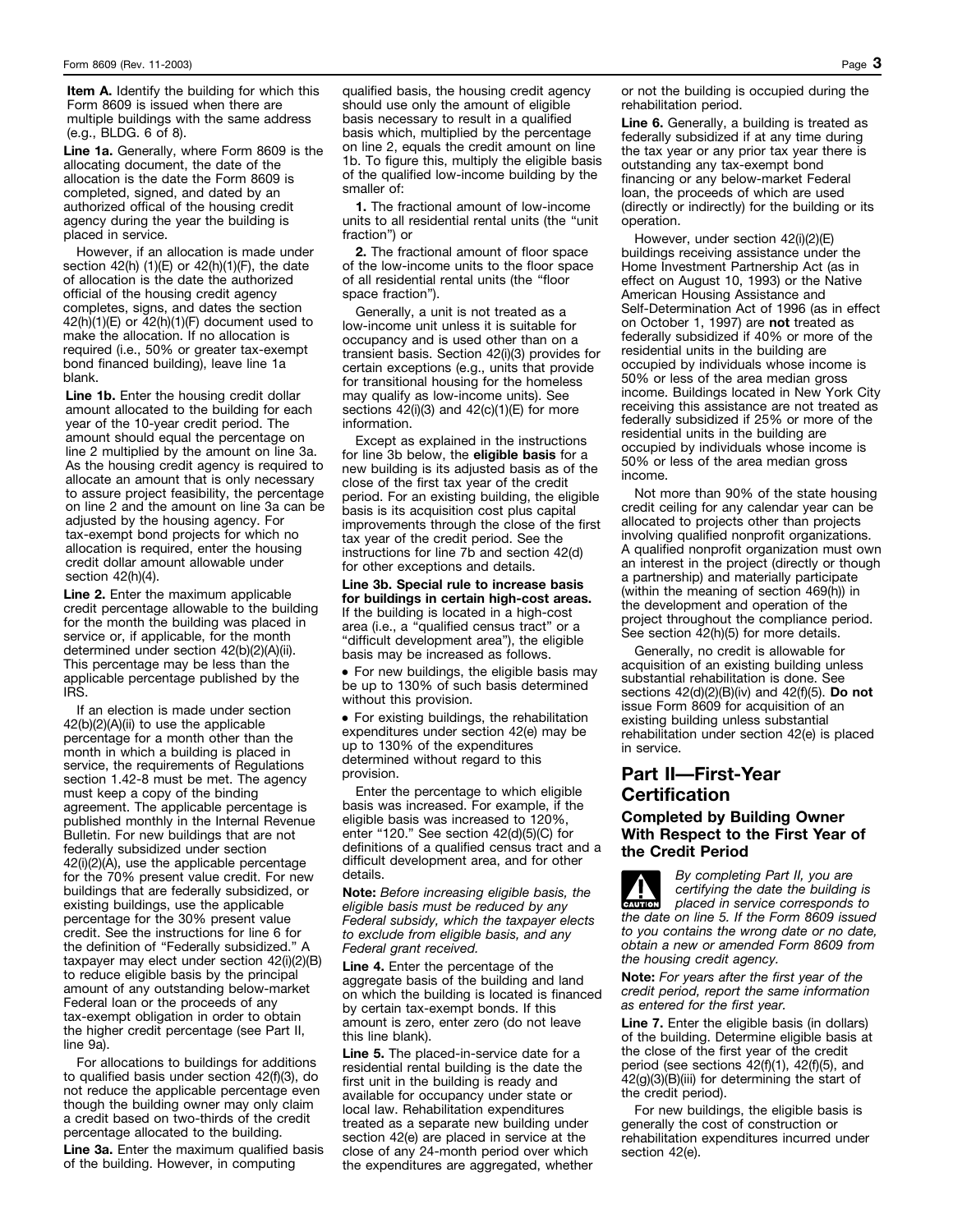**Item A.** Identify the building for which this Form 8609 is issued when there are multiple buildings with the same address (e.g., BLDG. 6 of 8).

**Line 1a.** Generally, where Form 8609 is the allocating document, the date of the allocation is the date the Form 8609 is completed, signed, and dated by an authorized offical of the housing credit agency during the year the building is placed in service.

However, if an allocation is made under section 42(h) (1)(E) or 42(h)(1)(F), the date of allocation is the date the authorized official of the housing credit agency completes, signs, and dates the section 42(h)(1)(E) or 42(h)(1)(F) document used to make the allocation. If no allocation is required (i.e., 50% or greater tax-exempt bond financed building), leave line 1a blank.

**Line 1b.** Enter the housing credit dollar amount allocated to the building for each year of the 10-year credit period. The amount should equal the percentage on line 2 multiplied by the amount on line 3a. As the housing credit agency is required to allocate an amount that is only necessary to assure project feasibility, the percentage on line 2 and the amount on line 3a can be adjusted by the housing agency. For tax-exempt bond projects for which no allocation is required, enter the housing credit dollar amount allowable under section 42(h)(4).

**Line 2.** Enter the maximum applicable credit percentage allowable to the building for the month the building was placed in service or, if applicable, for the month determined under section 42(b)(2)(A)(ii). This percentage may be less than the applicable percentage published by the IRS.

If an election is made under section 42(b)(2)(A)(ii) to use the applicable percentage for a month other than the month in which a building is placed in service, the requirements of Regulations section 1.42-8 must be met. The agency must keep a copy of the binding agreement. The applicable percentage is published monthly in the Internal Revenue Bulletin. For new buildings that are not federally subsidized under section 42(i)(2)(A), use the applicable percentage for the 70% present value credit. For new buildings that are federally subsidized, or existing buildings, use the applicable percentage for the 30% present value credit. See the instructions for line 6 for the definition of "Federally subsidized." A taxpayer may elect under section 42(i)(2)(B) to reduce eligible basis by the principal amount of any outstanding below-market Federal loan or the proceeds of any tax-exempt obligation in order to obtain the higher credit percentage (see Part II, line 9a).

For allocations to buildings for additions to qualified basis under section 42(f)(3), do not reduce the applicable percentage even though the building owner may only claim a credit based on two-thirds of the credit percentage allocated to the building.

**Line 3a.** Enter the maximum qualified basis of the building. However, in computing qualified basis, the housing credit agency should use only the amount of eligible basis necessary to result in a qualified basis which, multiplied by the percentage on line 2, equals the credit amount on line 1b. To figure this, multiply the eligible basis of the qualified low-income building by the smaller of:

**1.** The fractional amount of low-income units to all residential rental units (the "unit fraction") or

**2.** The fractional amount of floor space of the low-income units to the floor space of all residential rental units (the "floor space fraction").

Generally, a unit is not treated as a low-income unit unless it is suitable for occupancy and is used other than on a transient basis. Section 42(i)(3) provides for certain exceptions (e.g., units that provide for transitional housing for the homeless may qualify as low-income units). See sections 42(i)(3) and 42(c)(1)(E) for more information.

Except as explained in the instructions for line 3b below, the **eligible basis** for a new building is its adjusted basis as of the close of the first tax year of the credit period. For an existing building, the eligible basis is its acquisition cost plus capital improvements through the close of the first tax year of the credit period. See the instructions for line 7b and section 42(d) for other exceptions and details.

**Line 3b. Special rule to increase basis for buildings in certain high-cost areas.** If the building is located in a high-cost area (i.e., a "qualified census tract" or a "difficult development area"), the eligible basis may be increased as follows.

- For new buildings, the eligible basis may be up to 130% of such basis determined without this provision.
- For existing buildings, the rehabilitation expenditures under section 42(e) may be up to 130% of the expenditures determined without regard to this provision.

Enter the percentage to which eligible basis was increased. For example, if the eligible basis was increased to 120%, enter "120." See section 42(d)(5)(C) for definitions of a qualified census tract and a difficult development area, and for other details.

**Note:** *Before increasing eligible basis, the eligible basis must be reduced by any Federal subsidy, which the taxpayer elects to exclude from eligible basis, and any Federal grant received.*

**Line 4.** Enter the percentage of the aggregate basis of the building and land on which the building is located is financed by certain tax-exempt bonds. If this amount is zero, enter zero (do not leave this line blank).

**Line 5.** The placed-in-service date for a residential rental building is the date the first unit in the building is ready and available for occupancy under state or local law. Rehabilitation expenditures treated as a separate new building under section 42(e) are placed in service at the close of any 24-month period over which the expenditures are aggregated, whether or not the building is occupied during the rehabilitation period.

**Line 6.** Generally, a building is treated as federally subsidized if at any time during the tax year or any prior tax year there is outstanding any tax-exempt bond financing or any below-market Federal loan, the proceeds of which are used (directly or indirectly) for the building or its operation.

However, under section 42(i)(2)(E) buildings receiving assistance under the Home Investment Partnership Act (as in effect on August 10, 1993) or the Native American Housing Assistance and Self-Determination Act of 1996 (as in effect on October 1, 1997) are **not** treated as federally subsidized if 40% or more of the residential units in the building are occupied by individuals whose income is 50% or less of the area median gross income. Buildings located in New York City receiving this assistance are not treated as federally subsidized if 25% or more of the residential units in the building are occupied by individuals whose income is 50% or less of the area median gross income.

Not more than 90% of the state housing credit ceiling for any calendar year can be allocated to projects other than projects involving qualified nonprofit organizations. A qualified nonprofit organization must own an interest in the project (directly or though a partnership) and materially participate (within the meaning of section 469(h)) in the development and operation of the project throughout the compliance period. See section 42(h)(5) for more details.

Generally, no credit is allowable for acquisition of an existing building unless substantial rehabilitation is done. See sections 42(d)(2)(B)(iv) and 42(f)(5). **Do not** issue Form 8609 for acquisition of an existing building unless substantial rehabilitation under section 42(e) is placed in service.

## Part II—First-Year Certification

### Completed by Building Owner With Respect to the First Year of the Credit Period

**CAUTION** *By completing Part II, you are certifying the date the building is placed in service corresponds to the date on line 5. If the Form 8609 issued to you contains the wrong date or no date, obtain a new or amended Form 8609 from the housing credit agency.*

**Note:** *For years after the first year of the credit period, report the same information as entered for the first year.*

**Line 7.** Enter the eligible basis (in dollars) of the building. Determine eligible basis at the close of the first year of the credit period (see sections 42(f)(1), 42(f)(5), and 42(g)(3)(B)(iii) for determining the start of the credit period).

For new buildings, the eligible basis is generally the cost of construction or rehabilitation expenditures incurred under section 42(e).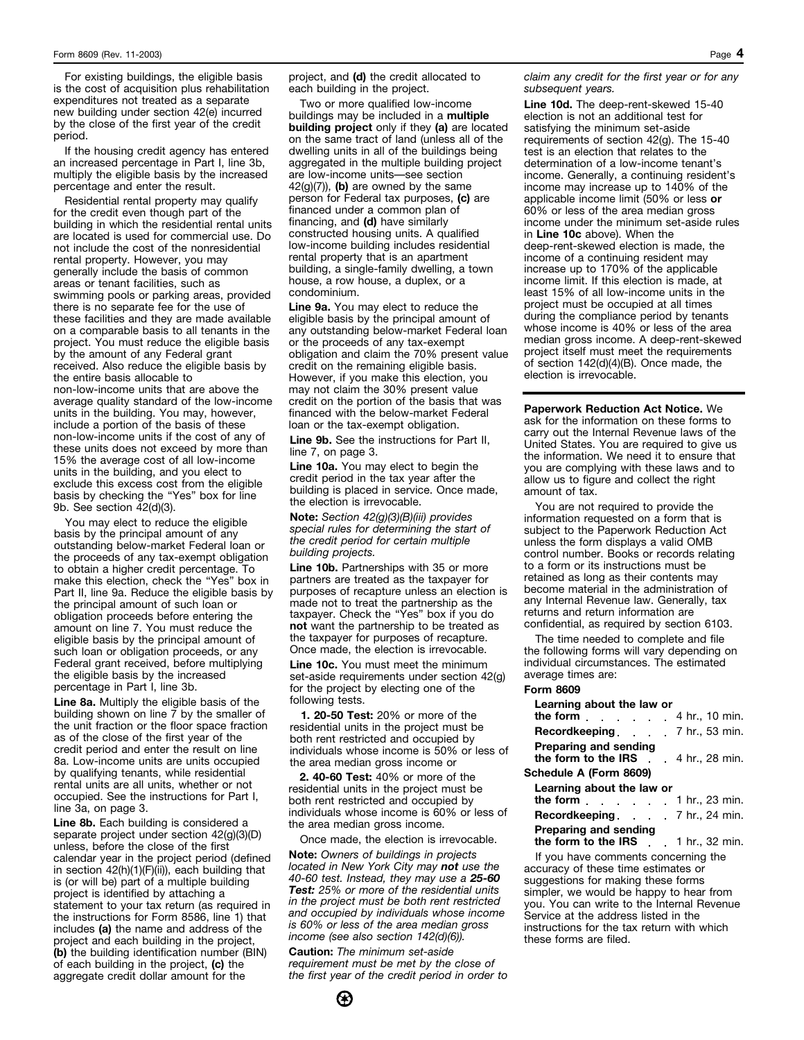For existing buildings, the eligible basis is the cost of acquisition plus rehabilitation expenditures not treated as a separate new building under section 42(e) incurred by the close of the first year of the credit period.

If the housing credit agency has entered an increased percentage in Part I, line 3b, multiply the eligible basis by the increased percentage and enter the result.

Residential rental property may qualify for the credit even though part of the building in which the residential rental units are located is used for commercial use. Do not include the cost of the nonresidential rental property. However, you may generally include the basis of common areas or tenant facilities, such as swimming pools or parking areas, provided there is no separate fee for the use of these facilities and they are made available on a comparable basis to all tenants in the project. You must reduce the eligible basis by the amount of any Federal grant received. Also reduce the eligible basis by the entire basis allocable to non-low-income units that are above the average quality standard of the low-income units in the building. You may, however, include a portion of the basis of these non-low-income units if the cost of any of these units does not exceed by more than 15% the average cost of all low-income units in the building, and you elect to exclude this excess cost from the eligible basis by checking the "Yes" box for line 9b. See section 42(d)(3).

You may elect to reduce the eligible basis by the principal amount of any outstanding below-market Federal loan or the proceeds of any tax-exempt obligation to obtain a higher credit percentage. To make this election, check the "Yes" box in Part II, line 9a. Reduce the eligible basis by the principal amount of such loan or obligation proceeds before entering the amount on line 7. You must reduce the eligible basis by the principal amount of such loan or obligation proceeds, or any Federal grant received, before multiplying the eligible basis by the increased percentage in Part I, line 3b.

**Line 8a.** Multiply the eligible basis of the building shown on line 7 by the smaller of the unit fraction or the floor space fraction as of the close of the first year of the credit period and enter the result on line 8a. Low-income units are units occupied by qualifying tenants, while residential rental units are all units, whether or not occupied. See the instructions for Part I, line 3a, on page 3.

**Line 8b.** Each building is considered a separate project under section 42(g)(3)(D) unless, before the close of the first calendar year in the project period (defined in section 42(h)(1)(F)(ii)), each building that is (or will be) part of a multiple building project is identified by attaching a statement to your tax return (as required in the instructions for Form 8586, line 1) that includes **(a)** the name and address of the project and each building in the project, **(b)** the building identification number (BIN) of each building in the project, **(c)** the aggregate credit dollar amount for the project, and **(d)** the credit allocated to each building in the project.

Two or more qualified low-income buildings may be included in a **multiple building project** only if they **(a)** are located on the same tract of land (unless all of the dwelling units in all of the buildings being aggregated in the multiple building project are low-income units—see section 42(g)(7)), **(b)** are owned by the same person for Federal tax purposes, **(c)** are financed under a common plan of financing, and **(d)** have similarly constructed housing units. A qualified low-income building includes residential rental property that is an apartment building, a single-family dwelling, a town house, a row house, a duplex, or a condominium.

**Line 9a.** You may elect to reduce the eligible basis by the principal amount of any outstanding below-market Federal loan or the proceeds of any tax-exempt obligation and claim the 70% present value credit on the remaining eligible basis. However, if you make this election, you may not claim the 30% present value credit on the portion of the basis that was financed with the below-market Federal loan or the tax-exempt obligation.

**Line 9b.** See the instructions for Part II, line 7, on page 3.

**Line 10a.** You may elect to begin the credit period in the tax year after the building is placed in service. Once made, the election is irrevocable.

**Note:** *Section 42(g)(3)(B)(iii) provides special rules for determining the start of the credit period for certain multiple building projects.*

**Line 10b.** Partnerships with 35 or more partners are treated as the taxpayer for purposes of recapture unless an election is made not to treat the partnership as the taxpayer. Check the "Yes" box if you do **not** want the partnership to be treated as the taxpayer for purposes of recapture. Once made, the election is irrevocable.

**Line 10c.** You must meet the minimum set-aside requirements under section 42(g) for the project by electing one of the following tests.

**1. 20-50 Test:** 20% or more of the residential units in the project must be both rent restricted and occupied by individuals whose income is 50% or less of the area median gross income or

**2. 40-60 Test:** 40% or more of the residential units in the project must be both rent restricted and occupied by individuals whose income is 60% or less of the area median gross income.

Once made, the election is irrevocable.

**Note:** *Owners of buildings in projects located in New York City may **not** use the 40-60 test. Instead, they may use a **25-60 Test:** 25% or more of the residential units in the project must be both rent restricted and occupied by individuals whose income is 60% or less of the area median gross income (see also section 142(d)(6)).*

**Caution:** *The minimum set-aside requirement must be met by the close of the first year of the credit period in order to claim any credit for the first year or for any subsequent years.*

**Line 10d.** The deep-rent-skewed 15-40 election is not an additional test for satisfying the minimum set-aside requirements of section 42(g). The 15-40 test is an election that relates to the determination of a low-income tenant's income. Generally, a continuing resident's income may increase up to 140% of the applicable income limit (50% or less **or** 60% or less of the area median gross income under the minimum set-aside rules in **Line 10c** above). When the deep-rent-skewed election is made, the income of a continuing resident may increase up to 170% of the applicable income limit. If this election is made, at least 15% of all low-income units in the project must be occupied at all times during the compliance period by tenants whose income is 40% or less of the area median gross income. A deep-rent-skewed project itself must meet the requirements of section 142(d)(4)(B). Once made, the election is irrevocable.

**Paperwork Reduction Act Notice.** We ask for the information on these forms to carry out the Internal Revenue laws of the United States. You are required to give us the information. We need it to ensure that you are complying with these laws and to allow us to figure and collect the right amount of tax.

You are not required to provide the information requested on a form that is subject to the Paperwork Reduction Act unless the form displays a valid OMB control number. Books or records relating to a form or its instructions must be retained as long as their contents may become material in the administration of any Internal Revenue law. Generally, tax returns and return information are confidential, as required by section 6103.

The time needed to complete and file the following forms will vary depending on individual circumstances. The estimated average times are:

| | |
|---|---|
| **Form 8609** | |
| **Learning about the law or the form** | 4 hr., 10 min. |
| **Recordkeeping** | 7 hr., 53 min. |
| **Preparing and sending the form to the IRS** | 4 hr., 28 min. |
| **Schedule A (Form 8609)** | |
| **Learning about the law or the form** | 1 hr., 23 min. |
| **Recordkeeping** | 7 hr., 24 min. |
| **Preparing and sending the form to the IRS** | 1 hr., 32 min. |

If you have comments concerning the accuracy of these time estimates or suggestions for making these forms simpler, we would be happy to hear from you. You can write to the Internal Revenue Service at the address listed in the instructions for the tax return with which these forms are filed.